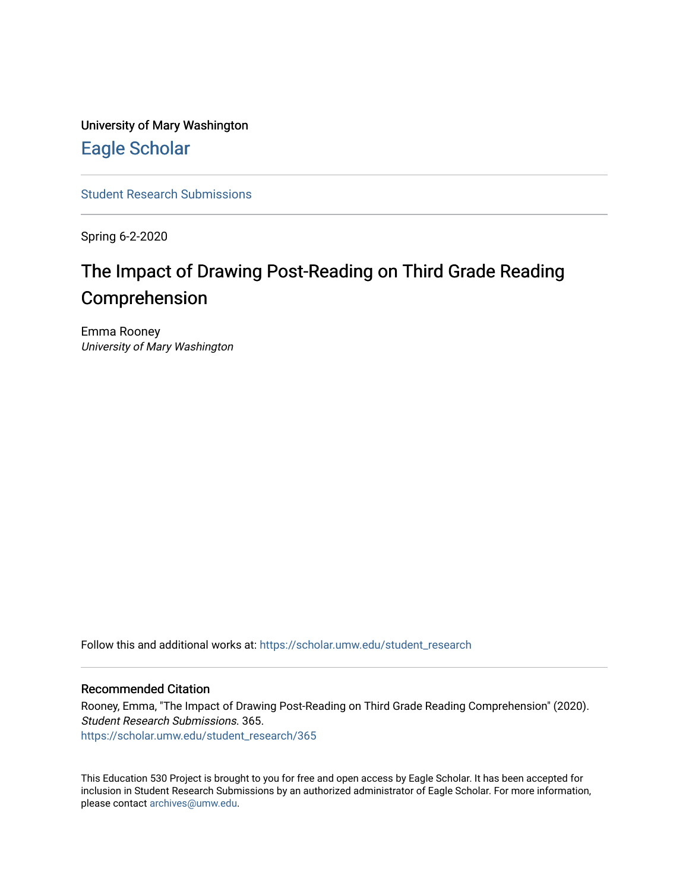University of Mary Washington

Eagle Scholar

---

Student Research Submissions

---

Spring 6-2-2020

# The Impact of Drawing Post-Reading on Third Grade Reading Comprehension

Emma Rooney
*University of Mary Washington*

Follow this and additional works at: https://scholar.umw.edu/student_research

---

## Recommended Citation

Rooney, Emma, "The Impact of Drawing Post-Reading on Third Grade Reading Comprehension" (2020). *Student Research Submissions*. 365.
https://scholar.umw.edu/student_research/365

This Education 530 Project is brought to you for free and open access by Eagle Scholar. It has been accepted for inclusion in Student Research Submissions by an authorized administrator of Eagle Scholar. For more information, please contact archives@umw.edu.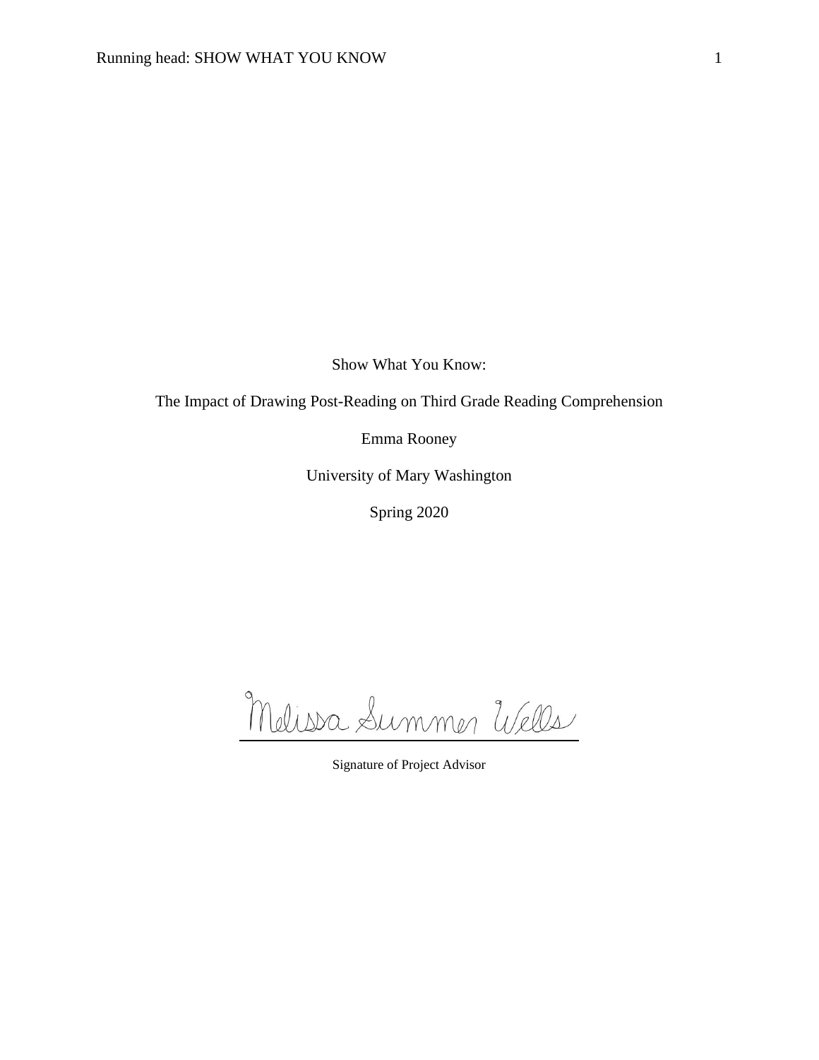Show What You Know:

The Impact of Drawing Post-Reading on Third Grade Reading Comprehension

Emma Rooney

University of Mary Washington

Spring 2020

Melissa Summer Wells

Signature of Project Advisor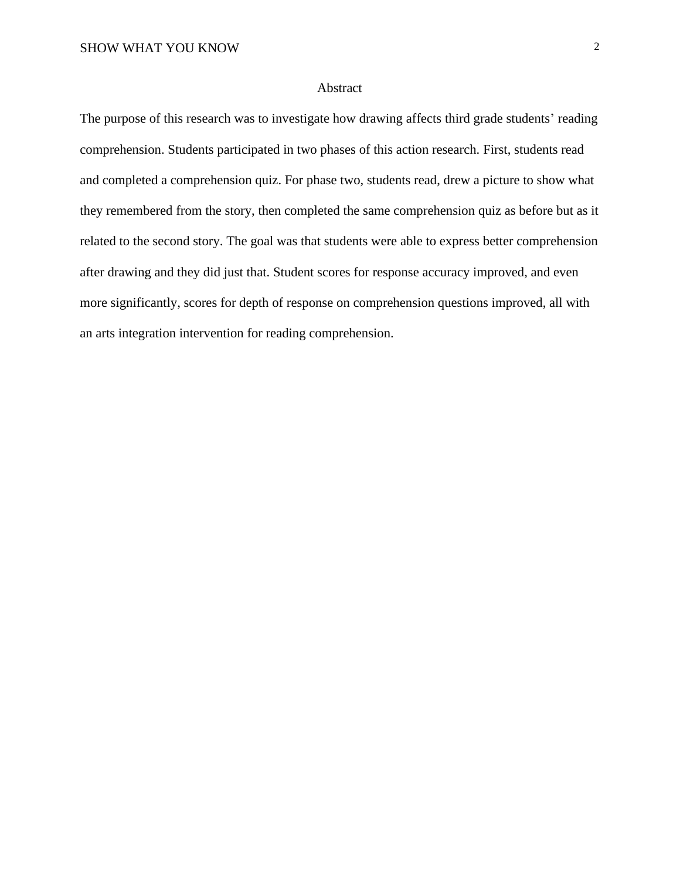# Abstract

The purpose of this research was to investigate how drawing affects third grade students' reading comprehension. Students participated in two phases of this action research. First, students read and completed a comprehension quiz. For phase two, students read, drew a picture to show what they remembered from the story, then completed the same comprehension quiz as before but as it related to the second story. The goal was that students were able to express better comprehension after drawing and they did just that. Student scores for response accuracy improved, and even more significantly, scores for depth of response on comprehension questions improved, all with an arts integration intervention for reading comprehension.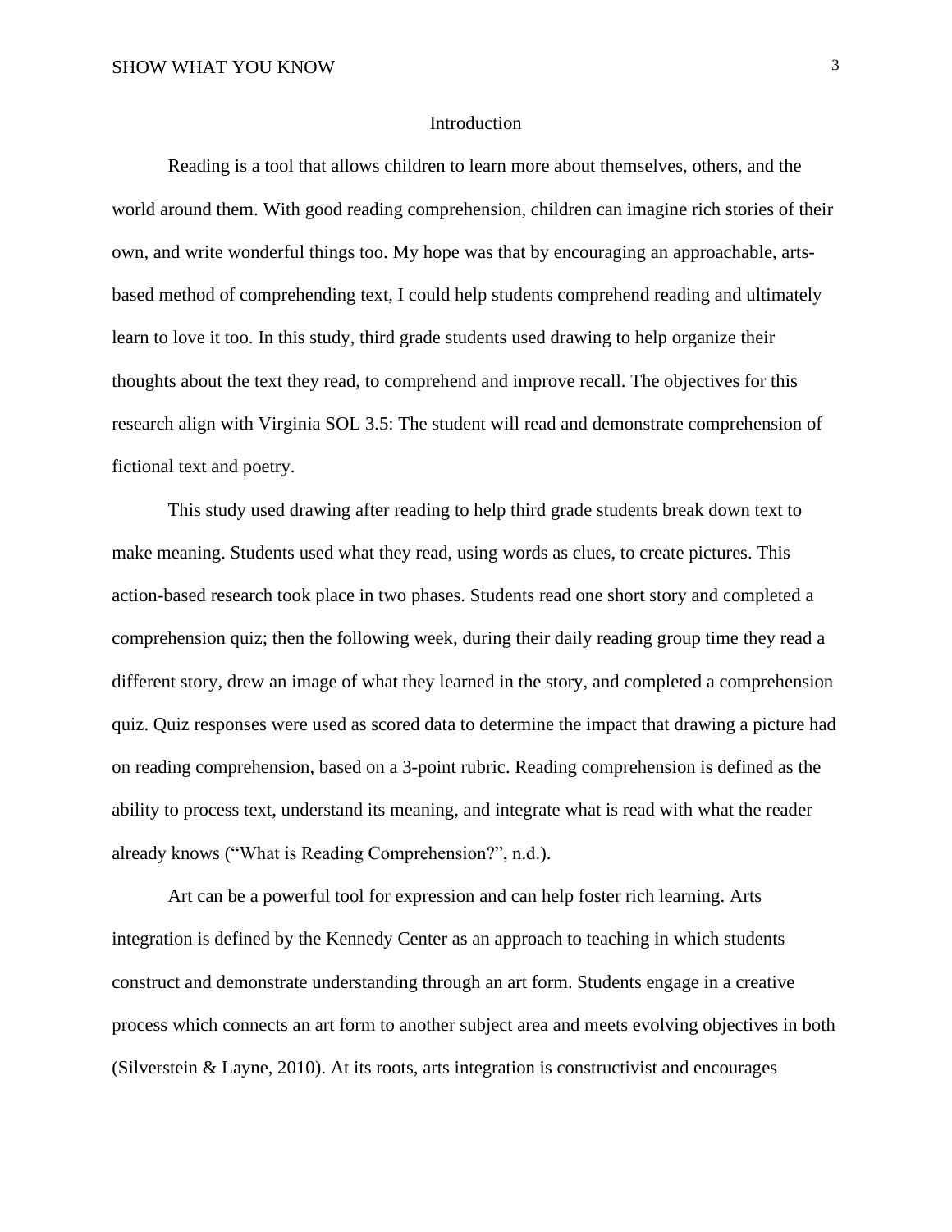## Introduction

Reading is a tool that allows children to learn more about themselves, others, and the world around them. With good reading comprehension, children can imagine rich stories of their own, and write wonderful things too. My hope was that by encouraging an approachable, arts-based method of comprehending text, I could help students comprehend reading and ultimately learn to love it too. In this study, third grade students used drawing to help organize their thoughts about the text they read, to comprehend and improve recall. The objectives for this research align with Virginia SOL 3.5: The student will read and demonstrate comprehension of fictional text and poetry.

This study used drawing after reading to help third grade students break down text to make meaning. Students used what they read, using words as clues, to create pictures. This action-based research took place in two phases. Students read one short story and completed a comprehension quiz; then the following week, during their daily reading group time they read a different story, drew an image of what they learned in the story, and completed a comprehension quiz. Quiz responses were used as scored data to determine the impact that drawing a picture had on reading comprehension, based on a 3-point rubric. Reading comprehension is defined as the ability to process text, understand its meaning, and integrate what is read with what the reader already knows ("What is Reading Comprehension?", n.d.).

Art can be a powerful tool for expression and can help foster rich learning. Arts integration is defined by the Kennedy Center as an approach to teaching in which students construct and demonstrate understanding through an art form. Students engage in a creative process which connects an art form to another subject area and meets evolving objectives in both (Silverstein & Layne, 2010). At its roots, arts integration is constructivist and encourages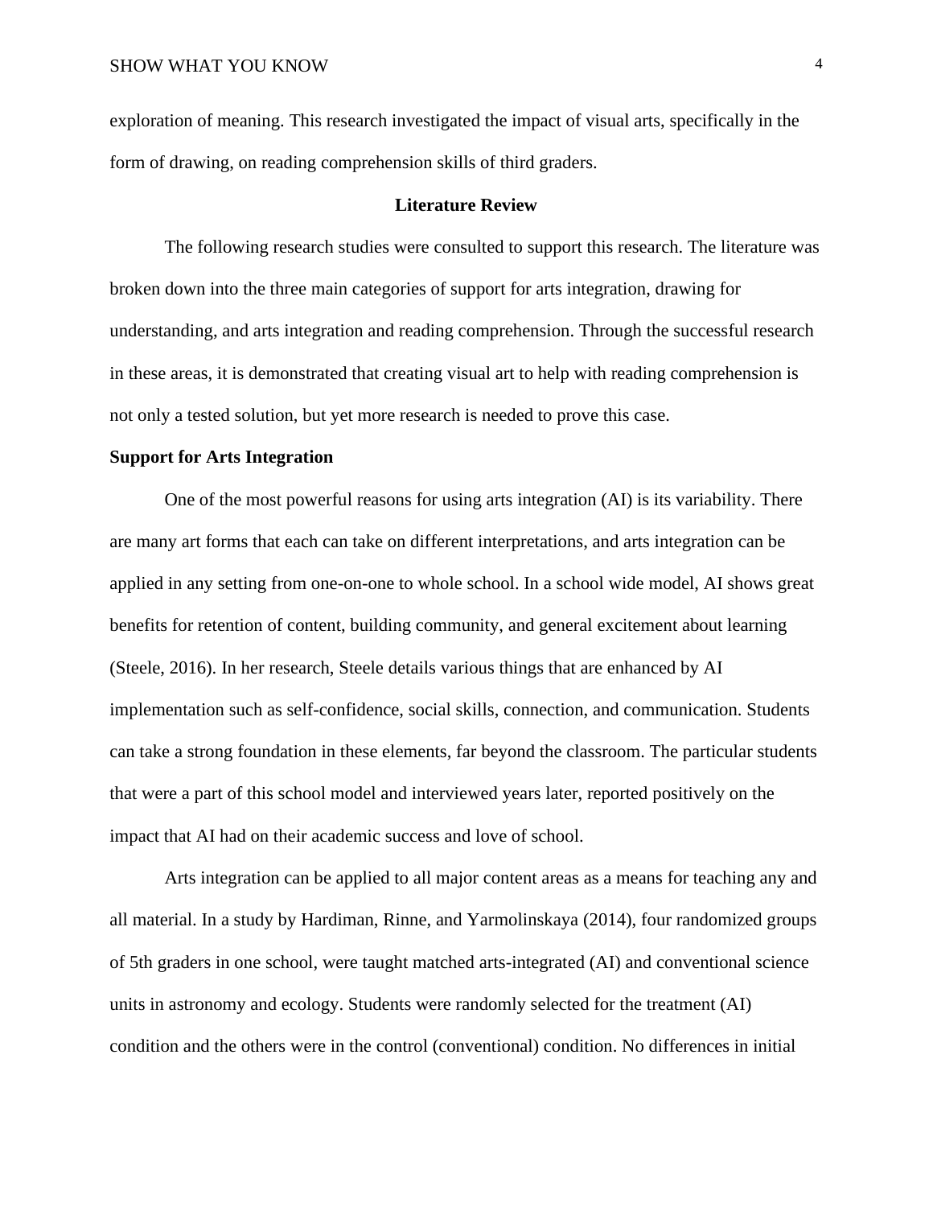exploration of meaning. This research investigated the impact of visual arts, specifically in the form of drawing, on reading comprehension skills of third graders.

## Literature Review

The following research studies were consulted to support this research. The literature was broken down into the three main categories of support for arts integration, drawing for understanding, and arts integration and reading comprehension. Through the successful research in these areas, it is demonstrated that creating visual art to help with reading comprehension is not only a tested solution, but yet more research is needed to prove this case.

### Support for Arts Integration

One of the most powerful reasons for using arts integration (AI) is its variability. There are many art forms that each can take on different interpretations, and arts integration can be applied in any setting from one-on-one to whole school. In a school wide model, AI shows great benefits for retention of content, building community, and general excitement about learning (Steele, 2016). In her research, Steele details various things that are enhanced by AI implementation such as self-confidence, social skills, connection, and communication. Students can take a strong foundation in these elements, far beyond the classroom. The particular students that were a part of this school model and interviewed years later, reported positively on the impact that AI had on their academic success and love of school.

Arts integration can be applied to all major content areas as a means for teaching any and all material. In a study by Hardiman, Rinne, and Yarmolinskaya (2014), four randomized groups of 5th graders in one school, were taught matched arts-integrated (AI) and conventional science units in astronomy and ecology. Students were randomly selected for the treatment (AI) condition and the others were in the control (conventional) condition. No differences in initial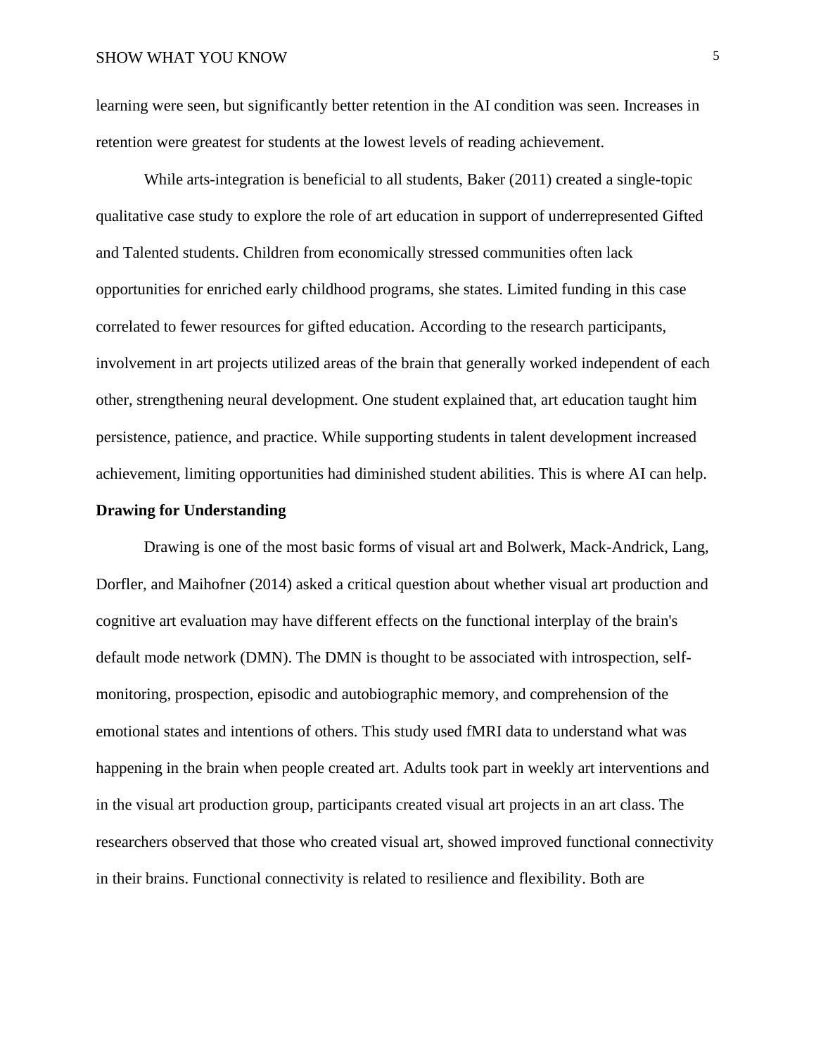learning were seen, but significantly better retention in the AI condition was seen. Increases in retention were greatest for students at the lowest levels of reading achievement.

While arts-integration is beneficial to all students, Baker (2011) created a single-topic qualitative case study to explore the role of art education in support of underrepresented Gifted and Talented students. Children from economically stressed communities often lack opportunities for enriched early childhood programs, she states. Limited funding in this case correlated to fewer resources for gifted education. According to the research participants, involvement in art projects utilized areas of the brain that generally worked independent of each other, strengthening neural development. One student explained that, art education taught him persistence, patience, and practice. While supporting students in talent development increased achievement, limiting opportunities had diminished student abilities. This is where AI can help.

**Drawing for Understanding**

Drawing is one of the most basic forms of visual art and Bolwerk, Mack-Andrick, Lang, Dorfler, and Maihofner (2014) asked a critical question about whether visual art production and cognitive art evaluation may have different effects on the functional interplay of the brain's default mode network (DMN). The DMN is thought to be associated with introspection, self-monitoring, prospection, episodic and autobiographic memory, and comprehension of the emotional states and intentions of others. This study used fMRI data to understand what was happening in the brain when people created art. Adults took part in weekly art interventions and in the visual art production group, participants created visual art projects in an art class. The researchers observed that those who created visual art, showed improved functional connectivity in their brains. Functional connectivity is related to resilience and flexibility. Both are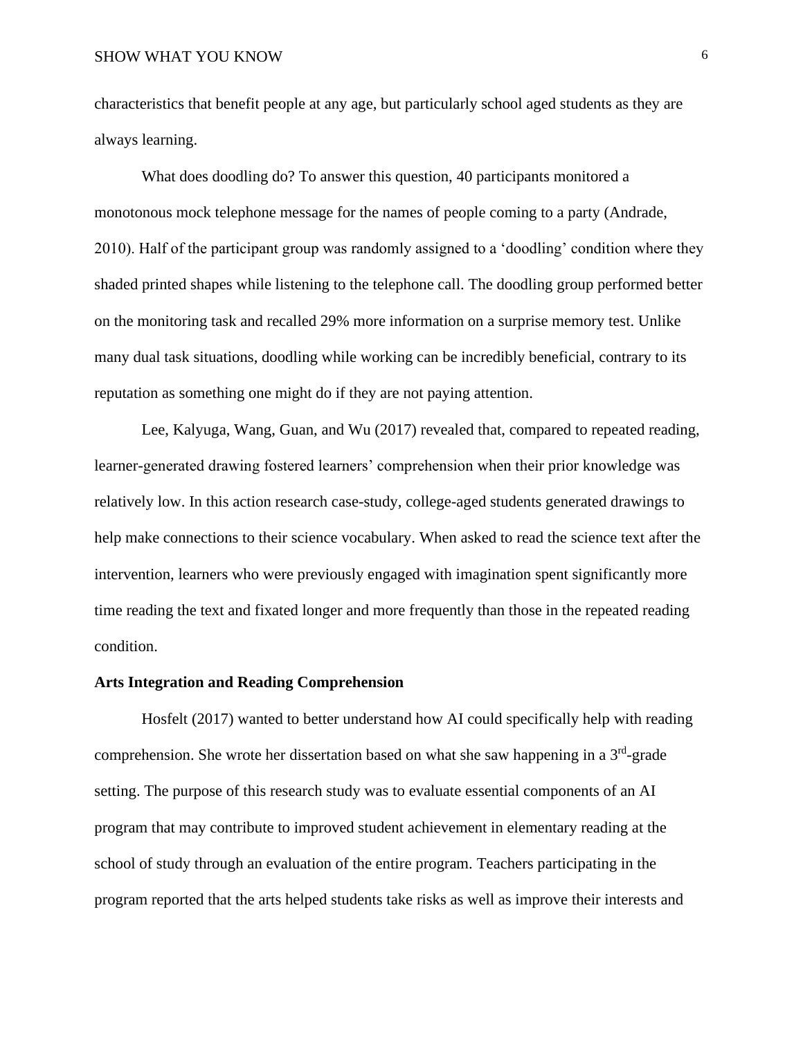characteristics that benefit people at any age, but particularly school aged students as they are always learning.

What does doodling do? To answer this question, 40 participants monitored a monotonous mock telephone message for the names of people coming to a party (Andrade, 2010). Half of the participant group was randomly assigned to a 'doodling' condition where they shaded printed shapes while listening to the telephone call. The doodling group performed better on the monitoring task and recalled 29% more information on a surprise memory test. Unlike many dual task situations, doodling while working can be incredibly beneficial, contrary to its reputation as something one might do if they are not paying attention.

Lee, Kalyuga, Wang, Guan, and Wu (2017) revealed that, compared to repeated reading, learner-generated drawing fostered learners' comprehension when their prior knowledge was relatively low. In this action research case-study, college-aged students generated drawings to help make connections to their science vocabulary. When asked to read the science text after the intervention, learners who were previously engaged with imagination spent significantly more time reading the text and fixated longer and more frequently than those in the repeated reading condition.

**Arts Integration and Reading Comprehension**

Hosfelt (2017) wanted to better understand how AI could specifically help with reading comprehension. She wrote her dissertation based on what she saw happening in a 3rd-grade setting. The purpose of this research study was to evaluate essential components of an AI program that may contribute to improved student achievement in elementary reading at the school of study through an evaluation of the entire program. Teachers participating in the program reported that the arts helped students take risks as well as improve their interests and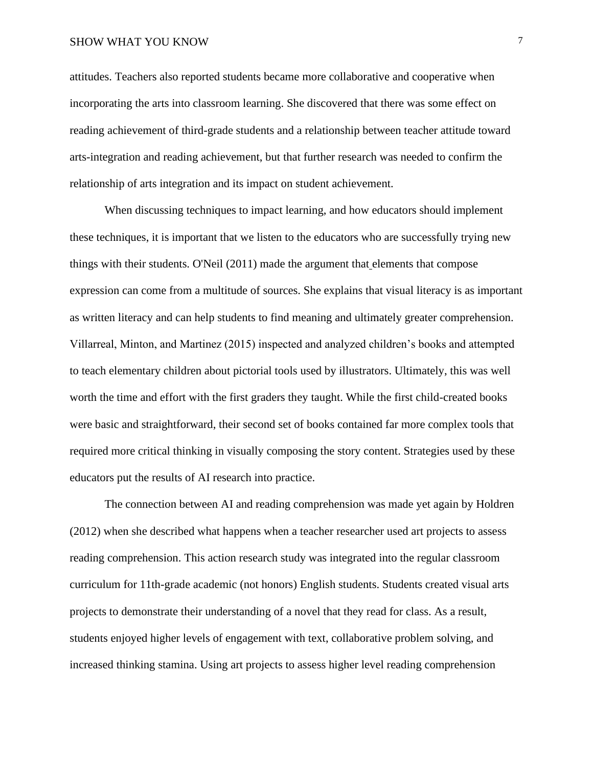attitudes. Teachers also reported students became more collaborative and cooperative when incorporating the arts into classroom learning. She discovered that there was some effect on reading achievement of third-grade students and a relationship between teacher attitude toward arts-integration and reading achievement, but that further research was needed to confirm the relationship of arts integration and its impact on student achievement.

When discussing techniques to impact learning, and how educators should implement these techniques, it is important that we listen to the educators who are successfully trying new things with their students. O'Neil (2011) made the argument that elements that compose expression can come from a multitude of sources. She explains that visual literacy is as important as written literacy and can help students to find meaning and ultimately greater comprehension. Villarreal, Minton, and Martinez (2015) inspected and analyzed children's books and attempted to teach elementary children about pictorial tools used by illustrators. Ultimately, this was well worth the time and effort with the first graders they taught. While the first child-created books were basic and straightforward, their second set of books contained far more complex tools that required more critical thinking in visually composing the story content. Strategies used by these educators put the results of AI research into practice.

The connection between AI and reading comprehension was made yet again by Holdren (2012) when she described what happens when a teacher researcher used art projects to assess reading comprehension. This action research study was integrated into the regular classroom curriculum for 11th-grade academic (not honors) English students. Students created visual arts projects to demonstrate their understanding of a novel that they read for class. As a result, students enjoyed higher levels of engagement with text, collaborative problem solving, and increased thinking stamina. Using art projects to assess higher level reading comprehension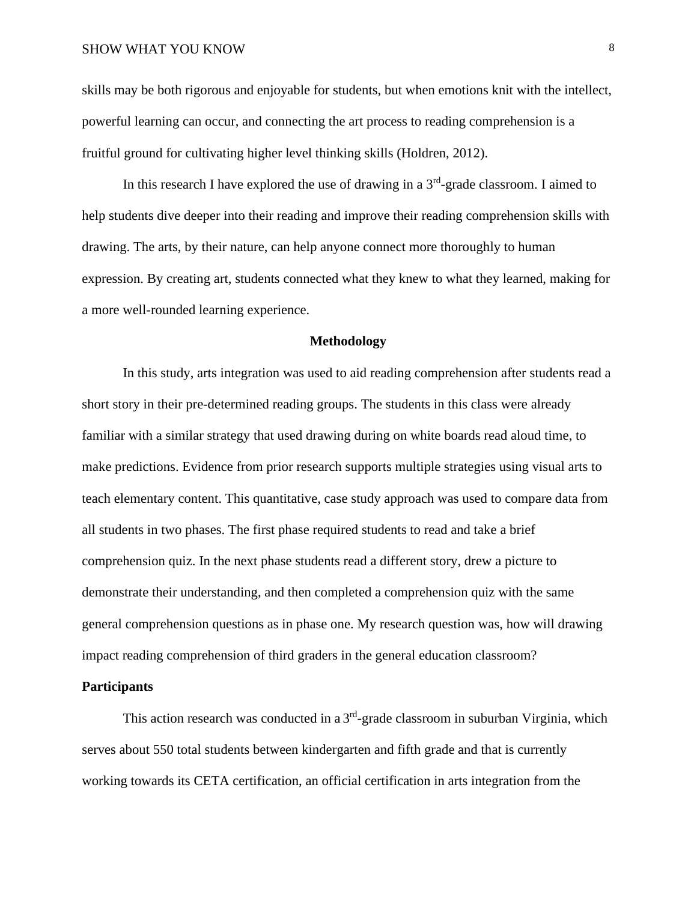skills may be both rigorous and enjoyable for students, but when emotions knit with the intellect, powerful learning can occur, and connecting the art process to reading comprehension is a fruitful ground for cultivating higher level thinking skills (Holdren, 2012).

In this research I have explored the use of drawing in a 3rd-grade classroom. I aimed to help students dive deeper into their reading and improve their reading comprehension skills with drawing. The arts, by their nature, can help anyone connect more thoroughly to human expression. By creating art, students connected what they knew to what they learned, making for a more well-rounded learning experience.

## Methodology

In this study, arts integration was used to aid reading comprehension after students read a short story in their pre-determined reading groups. The students in this class were already familiar with a similar strategy that used drawing during on white boards read aloud time, to make predictions. Evidence from prior research supports multiple strategies using visual arts to teach elementary content. This quantitative, case study approach was used to compare data from all students in two phases. The first phase required students to read and take a brief comprehension quiz. In the next phase students read a different story, drew a picture to demonstrate their understanding, and then completed a comprehension quiz with the same general comprehension questions as in phase one. My research question was, how will drawing impact reading comprehension of third graders in the general education classroom?

### Participants

This action research was conducted in a 3rd-grade classroom in suburban Virginia, which serves about 550 total students between kindergarten and fifth grade and that is currently working towards its CETA certification, an official certification in arts integration from the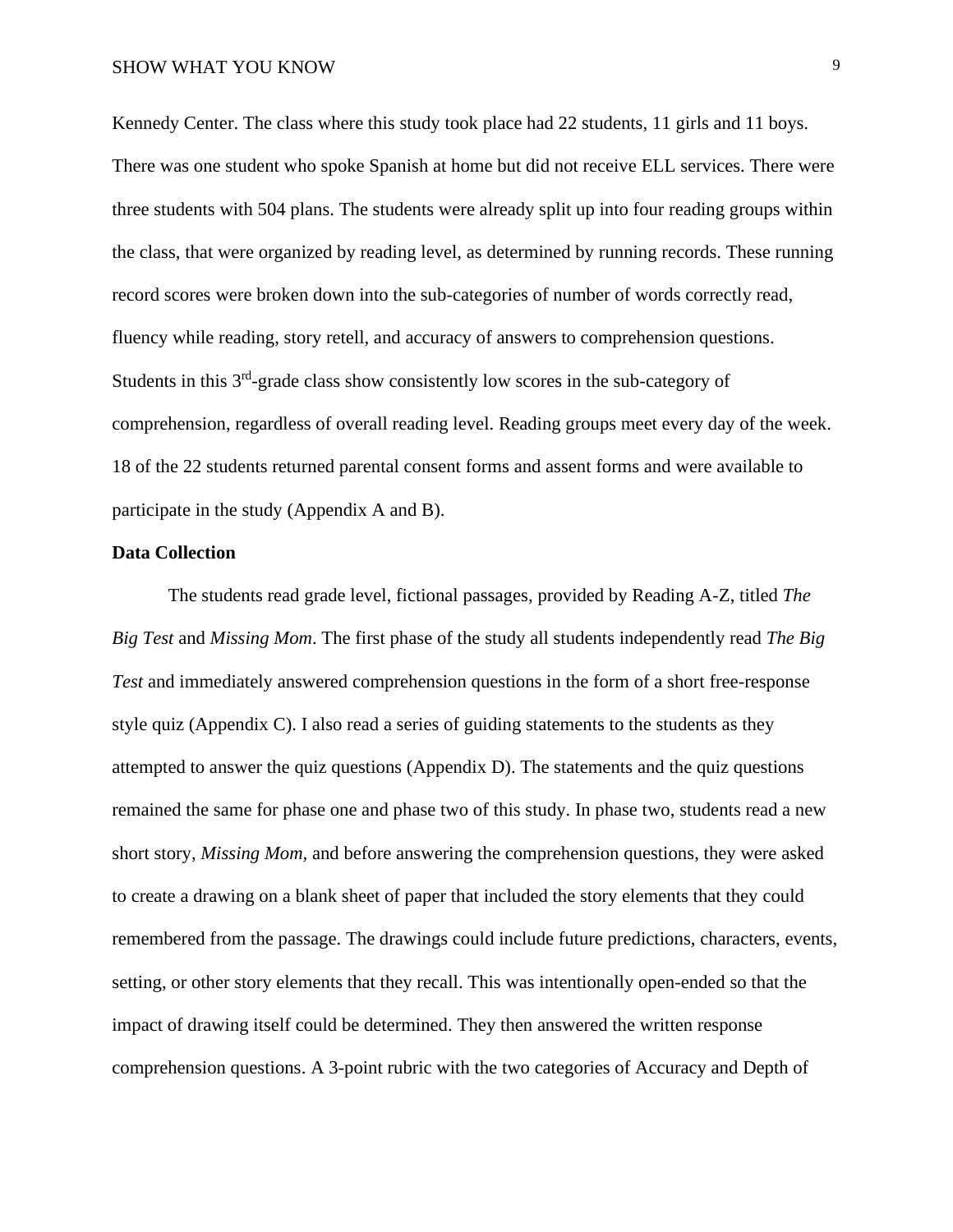Kennedy Center. The class where this study took place had 22 students, 11 girls and 11 boys. There was one student who spoke Spanish at home but did not receive ELL services. There were three students with 504 plans. The students were already split up into four reading groups within the class, that were organized by reading level, as determined by running records. These running record scores were broken down into the sub-categories of number of words correctly read, fluency while reading, story retell, and accuracy of answers to comprehension questions. Students in this 3rd-grade class show consistently low scores in the sub-category of comprehension, regardless of overall reading level. Reading groups meet every day of the week. 18 of the 22 students returned parental consent forms and assent forms and were available to participate in the study (Appendix A and B).

**Data Collection**

The students read grade level, fictional passages, provided by Reading A-Z, titled *The Big Test* and *Missing Mom*. The first phase of the study all students independently read *The Big Test* and immediately answered comprehension questions in the form of a short free-response style quiz (Appendix C). I also read a series of guiding statements to the students as they attempted to answer the quiz questions (Appendix D). The statements and the quiz questions remained the same for phase one and phase two of this study. In phase two, students read a new short story, *Missing Mom,* and before answering the comprehension questions, they were asked to create a drawing on a blank sheet of paper that included the story elements that they could remembered from the passage. The drawings could include future predictions, characters, events, setting, or other story elements that they recall. This was intentionally open-ended so that the impact of drawing itself could be determined. They then answered the written response comprehension questions. A 3-point rubric with the two categories of Accuracy and Depth of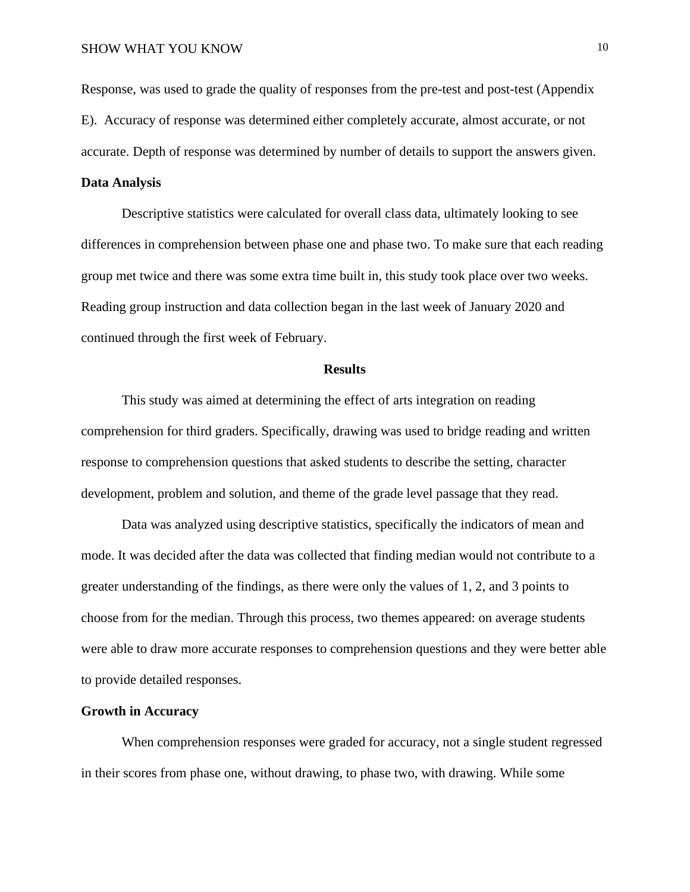Response, was used to grade the quality of responses from the pre-test and post-test (Appendix E). Accuracy of response was determined either completely accurate, almost accurate, or not accurate. Depth of response was determined by number of details to support the answers given.

**Data Analysis**

Descriptive statistics were calculated for overall class data, ultimately looking to see differences in comprehension between phase one and phase two. To make sure that each reading group met twice and there was some extra time built in, this study took place over two weeks. Reading group instruction and data collection began in the last week of January 2020 and continued through the first week of February.

## Results

This study was aimed at determining the effect of arts integration on reading comprehension for third graders. Specifically, drawing was used to bridge reading and written response to comprehension questions that asked students to describe the setting, character development, problem and solution, and theme of the grade level passage that they read.

Data was analyzed using descriptive statistics, specifically the indicators of mean and mode. It was decided after the data was collected that finding median would not contribute to a greater understanding of the findings, as there were only the values of 1, 2, and 3 points to choose from for the median. Through this process, two themes appeared: on average students were able to draw more accurate responses to comprehension questions and they were better able to provide detailed responses.

**Growth in Accuracy**

When comprehension responses were graded for accuracy, not a single student regressed in their scores from phase one, without drawing, to phase two, with drawing. While some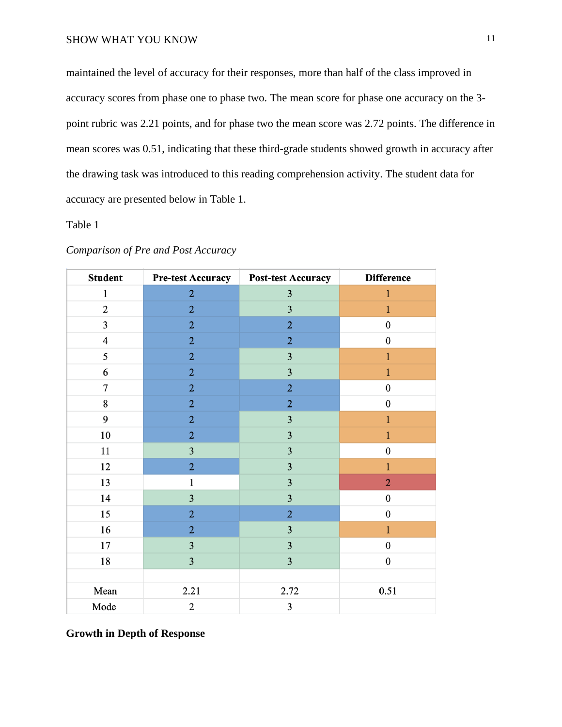maintained the level of accuracy for their responses, more than half of the class improved in accuracy scores from phase one to phase two. The mean score for phase one accuracy on the 3-point rubric was 2.21 points, and for phase two the mean score was 2.72 points. The difference in mean scores was 0.51, indicating that these third-grade students showed growth in accuracy after the drawing task was introduced to this reading comprehension activity. The student data for accuracy are presented below in Table 1.

Table 1

*Comparison of Pre and Post Accuracy*

| Student | Pre-test Accuracy | Post-test Accuracy | Difference |
|---|---|---|---|
| 1 | 2 | 3 | 1 |
| 2 | 2 | 3 | 1 |
| 3 | 2 | 2 | 0 |
| 4 | 2 | 2 | 0 |
| 5 | 2 | 3 | 1 |
| 6 | 2 | 3 | 1 |
| 7 | 2 | 2 | 0 |
| 8 | 2 | 2 | 0 |
| 9 | 2 | 3 | 1 |
| 10 | 2 | 3 | 1 |
| 11 | 3 | 3 | 0 |
| 12 | 2 | 3 | 1 |
| 13 | 1 | 3 | 2 |
| 14 | 3 | 3 | 0 |
| 15 | 2 | 2 | 0 |
| 16 | 2 | 3 | 1 |
| 17 | 3 | 3 | 0 |
| 18 | 3 | 3 | 0 |
| | | | |
| Mean | 2.21 | 2.72 | 0.51 |
| Mode | 2 | 3 | |

**Growth in Depth of Response**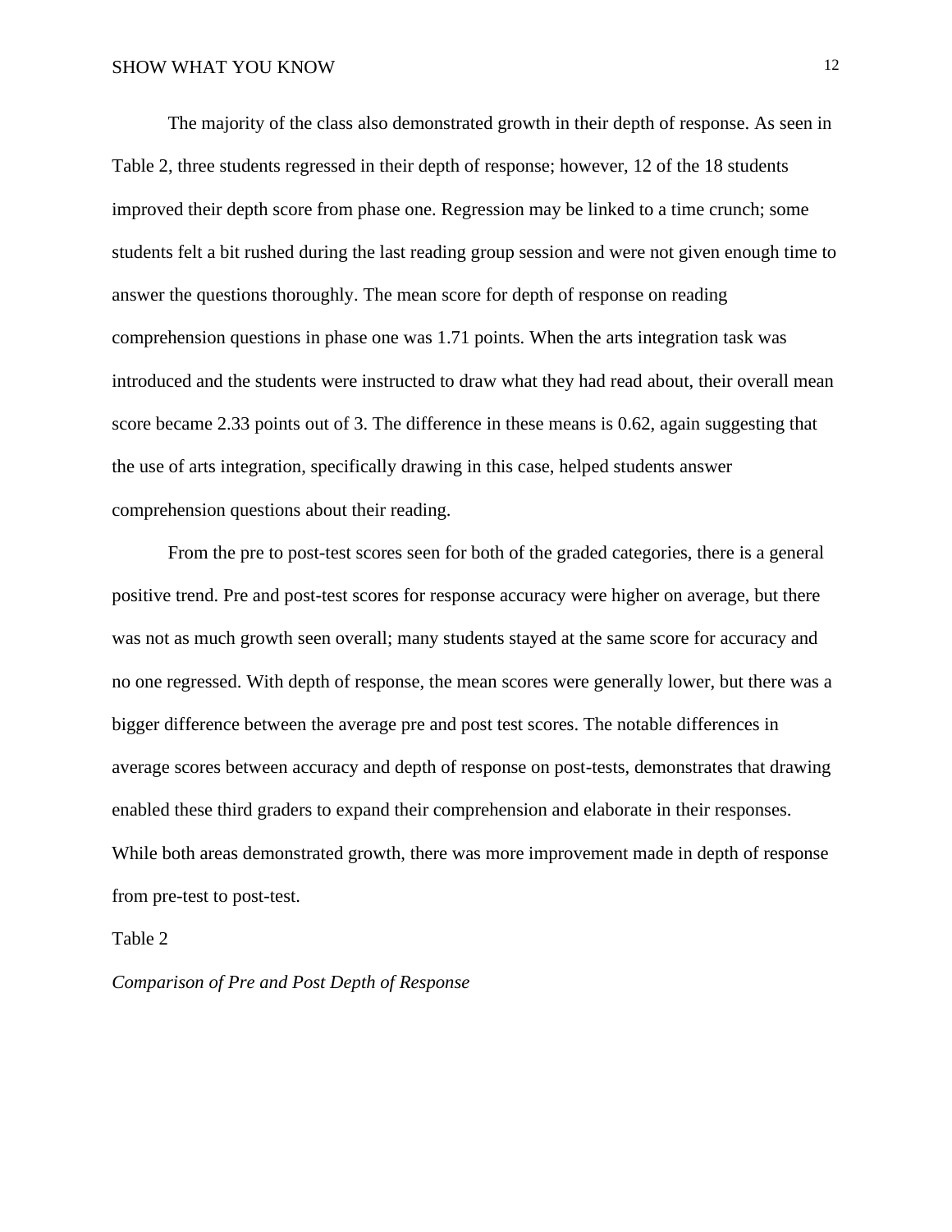The majority of the class also demonstrated growth in their depth of response. As seen in Table 2, three students regressed in their depth of response; however, 12 of the 18 students improved their depth score from phase one. Regression may be linked to a time crunch; some students felt a bit rushed during the last reading group session and were not given enough time to answer the questions thoroughly. The mean score for depth of response on reading comprehension questions in phase one was 1.71 points. When the arts integration task was introduced and the students were instructed to draw what they had read about, their overall mean score became 2.33 points out of 3. The difference in these means is 0.62, again suggesting that the use of arts integration, specifically drawing in this case, helped students answer comprehension questions about their reading.

From the pre to post-test scores seen for both of the graded categories, there is a general positive trend. Pre and post-test scores for response accuracy were higher on average, but there was not as much growth seen overall; many students stayed at the same score for accuracy and no one regressed. With depth of response, the mean scores were generally lower, but there was a bigger difference between the average pre and post test scores. The notable differences in average scores between accuracy and depth of response on post-tests, demonstrates that drawing enabled these third graders to expand their comprehension and elaborate in their responses. While both areas demonstrated growth, there was more improvement made in depth of response from pre-test to post-test.

Table 2

*Comparison of Pre and Post Depth of Response*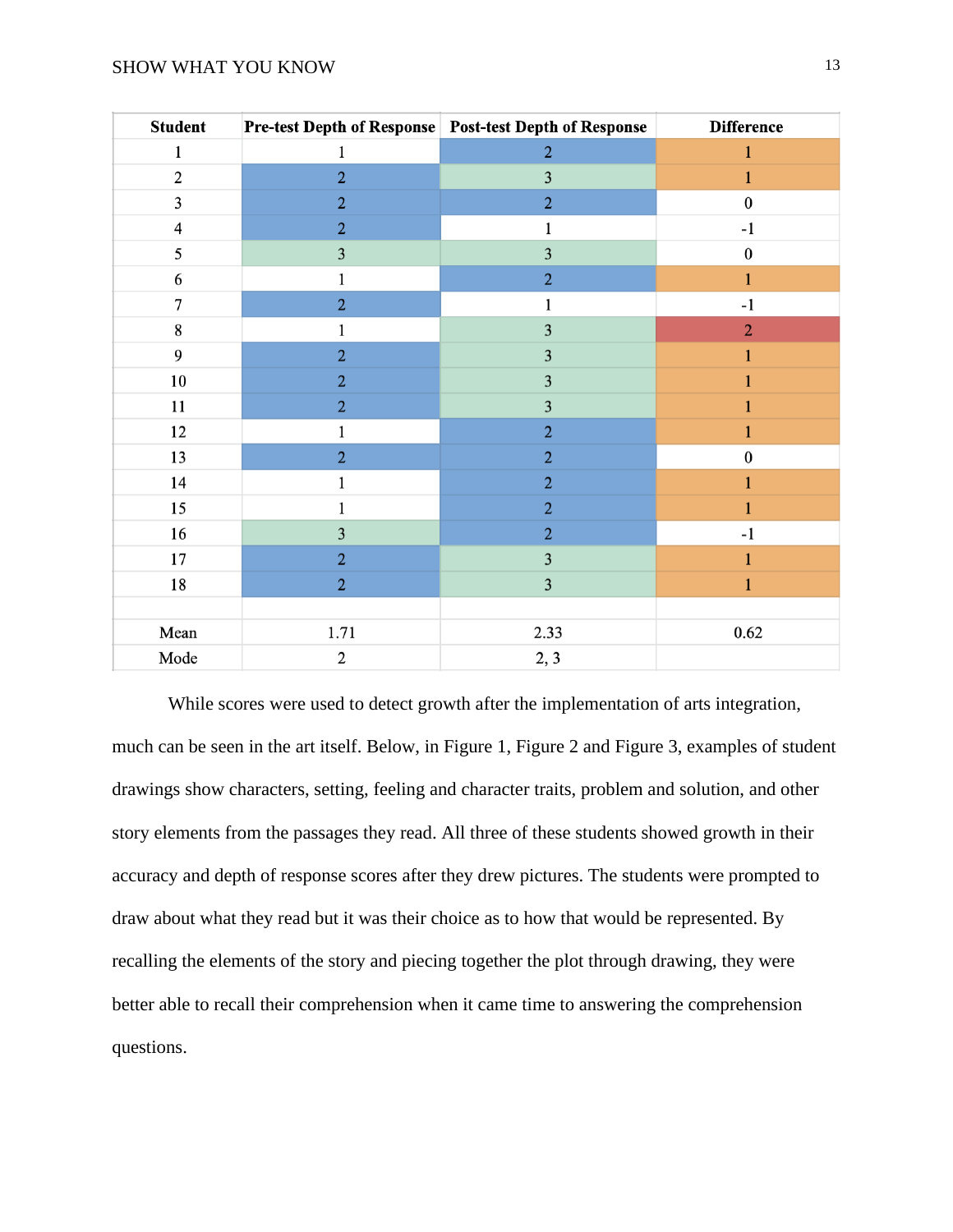| Student | Pre-test Depth of Response | Post-test Depth of Response | Difference |
|---|---|---|---|
| 1 | 1 | 2 | 1 |
| 2 | 2 | 3 | 1 |
| 3 | 2 | 2 | 0 |
| 4 | 2 | 1 | -1 |
| 5 | 3 | 3 | 0 |
| 6 | 1 | 2 | 1 |
| 7 | 2 | 1 | -1 |
| 8 | 1 | 3 | 2 |
| 9 | 2 | 3 | 1 |
| 10 | 2 | 3 | 1 |
| 11 | 2 | 3 | 1 |
| 12 | 1 | 2 | 1 |
| 13 | 2 | 2 | 0 |
| 14 | 1 | 2 | 1 |
| 15 | 1 | 2 | 1 |
| 16 | 3 | 2 | -1 |
| 17 | 2 | 3 | 1 |
| 18 | 2 | 3 | 1 |
| | | | |
| Mean | 1.71 | 2.33 | 0.62 |
| Mode | 2 | 2, 3 | |

While scores were used to detect growth after the implementation of arts integration, much can be seen in the art itself. Below, in Figure 1, Figure 2 and Figure 3, examples of student drawings show characters, setting, feeling and character traits, problem and solution, and other story elements from the passages they read. All three of these students showed growth in their accuracy and depth of response scores after they drew pictures. The students were prompted to draw about what they read but it was their choice as to how that would be represented. By recalling the elements of the story and piecing together the plot through drawing, they were better able to recall their comprehension when it came time to answering the comprehension questions.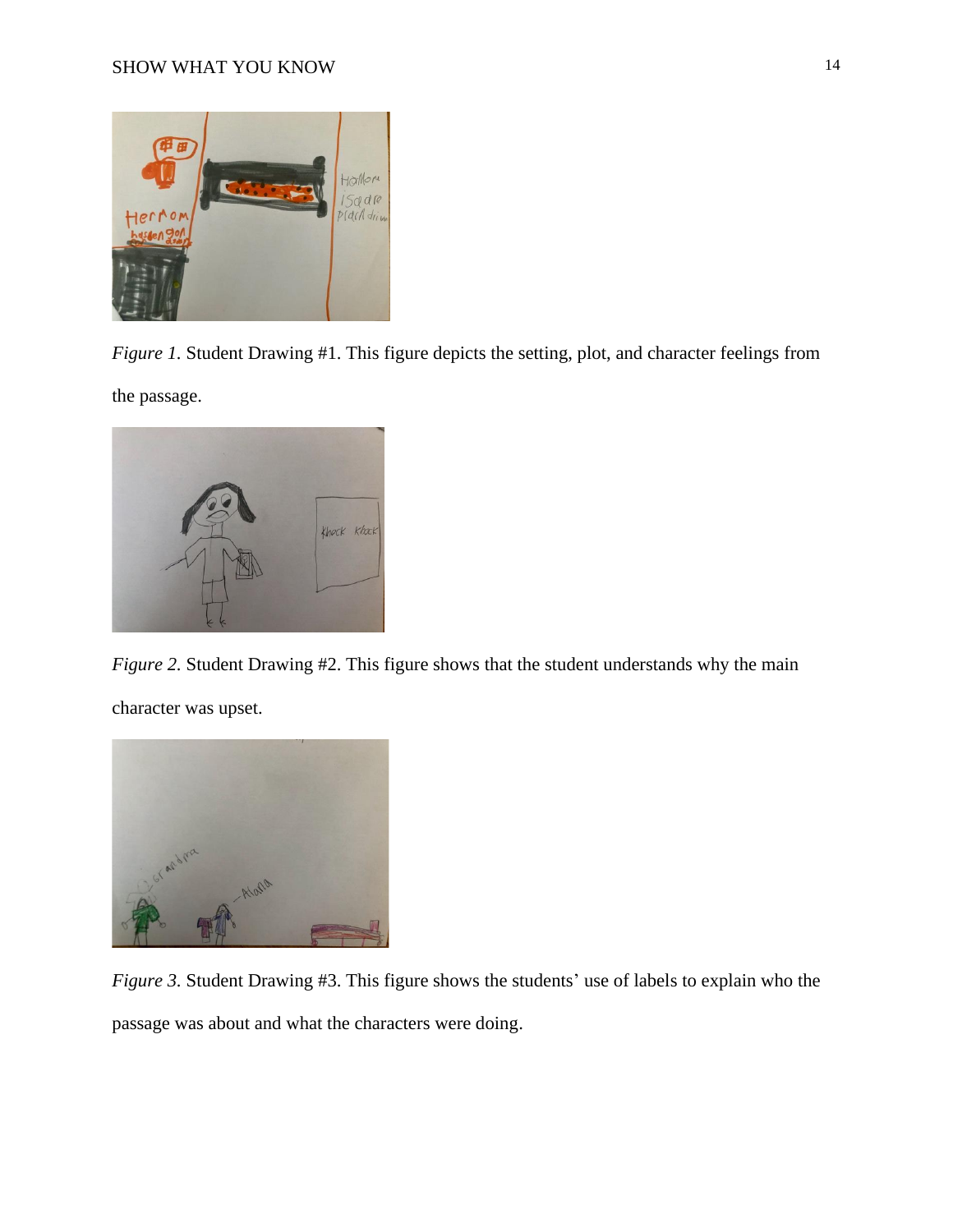*Figure 1.* Student Drawing #1. This figure depicts the setting, plot, and character feelings from the passage.

*Figure 2.* Student Drawing #2. This figure shows that the student understands why the main character was upset.

*Figure 3.* Student Drawing #3. This figure shows the students' use of labels to explain who the passage was about and what the characters were doing.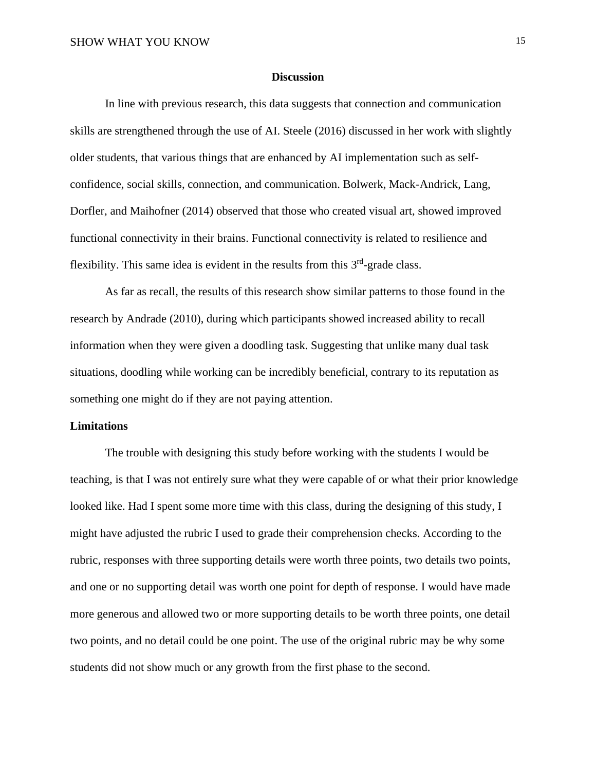## Discussion

In line with previous research, this data suggests that connection and communication skills are strengthened through the use of AI. Steele (2016) discussed in her work with slightly older students, that various things that are enhanced by AI implementation such as self-confidence, social skills, connection, and communication. Bolwerk, Mack-Andrick, Lang, Dorfler, and Maihofner (2014) observed that those who created visual art, showed improved functional connectivity in their brains. Functional connectivity is related to resilience and flexibility. This same idea is evident in the results from this 3rd-grade class.

As far as recall, the results of this research show similar patterns to those found in the research by Andrade (2010), during which participants showed increased ability to recall information when they were given a doodling task. Suggesting that unlike many dual task situations, doodling while working can be incredibly beneficial, contrary to its reputation as something one might do if they are not paying attention.

### Limitations

The trouble with designing this study before working with the students I would be teaching, is that I was not entirely sure what they were capable of or what their prior knowledge looked like. Had I spent some more time with this class, during the designing of this study, I might have adjusted the rubric I used to grade their comprehension checks. According to the rubric, responses with three supporting details were worth three points, two details two points, and one or no supporting detail was worth one point for depth of response. I would have made more generous and allowed two or more supporting details to be worth three points, one detail two points, and no detail could be one point. The use of the original rubric may be why some students did not show much or any growth from the first phase to the second.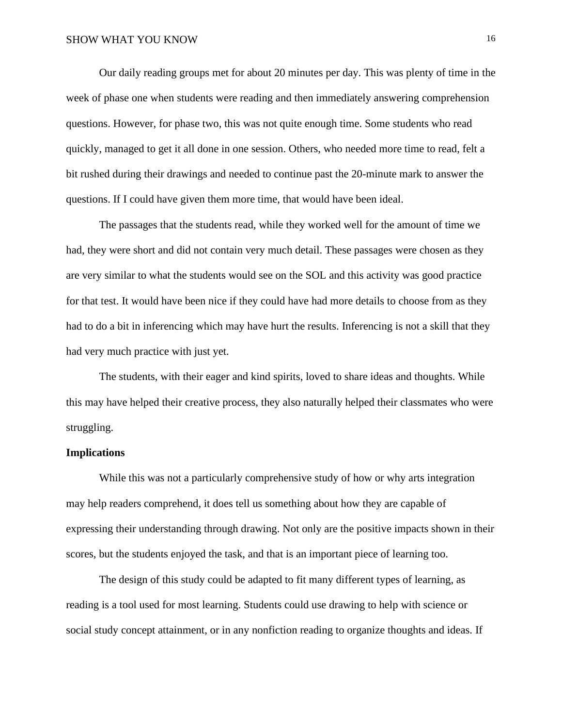Our daily reading groups met for about 20 minutes per day. This was plenty of time in the week of phase one when students were reading and then immediately answering comprehension questions. However, for phase two, this was not quite enough time. Some students who read quickly, managed to get it all done in one session. Others, who needed more time to read, felt a bit rushed during their drawings and needed to continue past the 20-minute mark to answer the questions. If I could have given them more time, that would have been ideal.

The passages that the students read, while they worked well for the amount of time we had, they were short and did not contain very much detail. These passages were chosen as they are very similar to what the students would see on the SOL and this activity was good practice for that test. It would have been nice if they could have had more details to choose from as they had to do a bit in inferencing which may have hurt the results. Inferencing is not a skill that they had very much practice with just yet.

The students, with their eager and kind spirits, loved to share ideas and thoughts. While this may have helped their creative process, they also naturally helped their classmates who were struggling.

**Implications**

While this was not a particularly comprehensive study of how or why arts integration may help readers comprehend, it does tell us something about how they are capable of expressing their understanding through drawing. Not only are the positive impacts shown in their scores, but the students enjoyed the task, and that is an important piece of learning too.

The design of this study could be adapted to fit many different types of learning, as reading is a tool used for most learning. Students could use drawing to help with science or social study concept attainment, or in any nonfiction reading to organize thoughts and ideas. If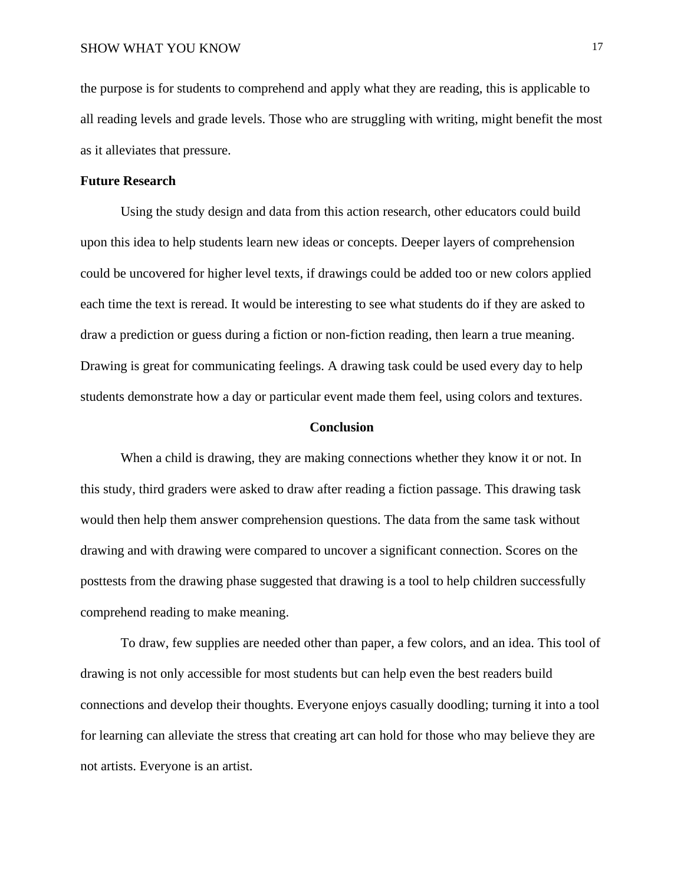the purpose is for students to comprehend and apply what they are reading, this is applicable to all reading levels and grade levels. Those who are struggling with writing, might benefit the most as it alleviates that pressure.

### Future Research

Using the study design and data from this action research, other educators could build upon this idea to help students learn new ideas or concepts. Deeper layers of comprehension could be uncovered for higher level texts, if drawings could be added too or new colors applied each time the text is reread. It would be interesting to see what students do if they are asked to draw a prediction or guess during a fiction or non-fiction reading, then learn a true meaning. Drawing is great for communicating feelings. A drawing task could be used every day to help students demonstrate how a day or particular event made them feel, using colors and textures.

## Conclusion

When a child is drawing, they are making connections whether they know it or not. In this study, third graders were asked to draw after reading a fiction passage. This drawing task would then help them answer comprehension questions. The data from the same task without drawing and with drawing were compared to uncover a significant connection. Scores on the posttests from the drawing phase suggested that drawing is a tool to help children successfully comprehend reading to make meaning.

To draw, few supplies are needed other than paper, a few colors, and an idea. This tool of drawing is not only accessible for most students but can help even the best readers build connections and develop their thoughts. Everyone enjoys casually doodling; turning it into a tool for learning can alleviate the stress that creating art can hold for those who may believe they are not artists. Everyone is an artist.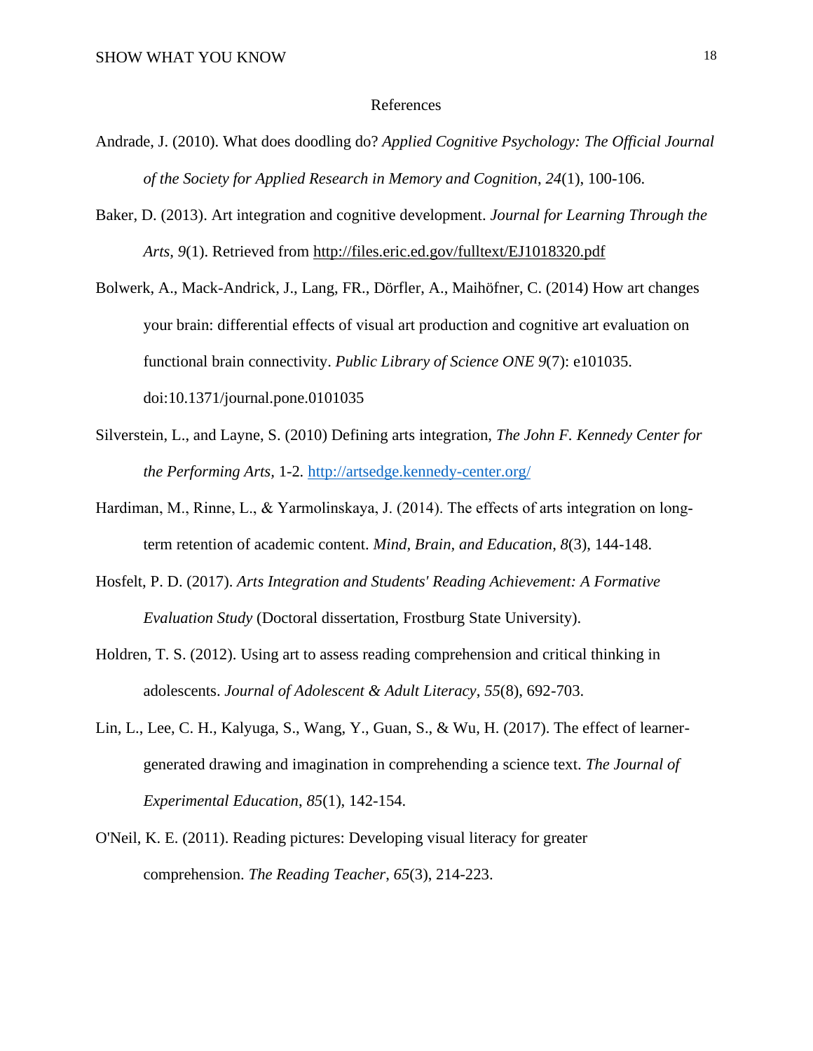# References

Andrade, J. (2010). What does doodling do? *Applied Cognitive Psychology: The Official Journal of the Society for Applied Research in Memory and Cognition*, *24*(1), 100-106.

Baker, D. (2013). Art integration and cognitive development. *Journal for Learning Through the Arts, 9*(1). Retrieved from http://files.eric.ed.gov/fulltext/EJ1018320.pdf

Bolwerk, A., Mack-Andrick, J., Lang, FR., Dörfler, A., Maihöfner, C. (2014) How art changes your brain: differential effects of visual art production and cognitive art evaluation on functional brain connectivity. *Public Library of Science ONE 9*(7): e101035. doi:10.1371/journal.pone.0101035

Silverstein, L., and Layne, S. (2010) Defining arts integration, *The John F. Kennedy Center for the Performing Arts*, 1-2. http://artsedge.kennedy-center.org/

Hardiman, M., Rinne, L., & Yarmolinskaya, J. (2014). The effects of arts integration on long-term retention of academic content. *Mind, Brain, and Education, 8*(3), 144-148.

Hosfelt, P. D. (2017). *Arts Integration and Students' Reading Achievement: A Formative Evaluation Study* (Doctoral dissertation, Frostburg State University).

Holdren, T. S. (2012). Using art to assess reading comprehension and critical thinking in adolescents. *Journal of Adolescent & Adult Literacy*, *55*(8), 692-703.

Lin, L., Lee, C. H., Kalyuga, S., Wang, Y., Guan, S., & Wu, H. (2017). The effect of learner-generated drawing and imagination in comprehending a science text. *The Journal of Experimental Education*, *85*(1), 142-154.

O'Neil, K. E. (2011). Reading pictures: Developing visual literacy for greater comprehension. *The Reading Teacher*, *65*(3), 214-223.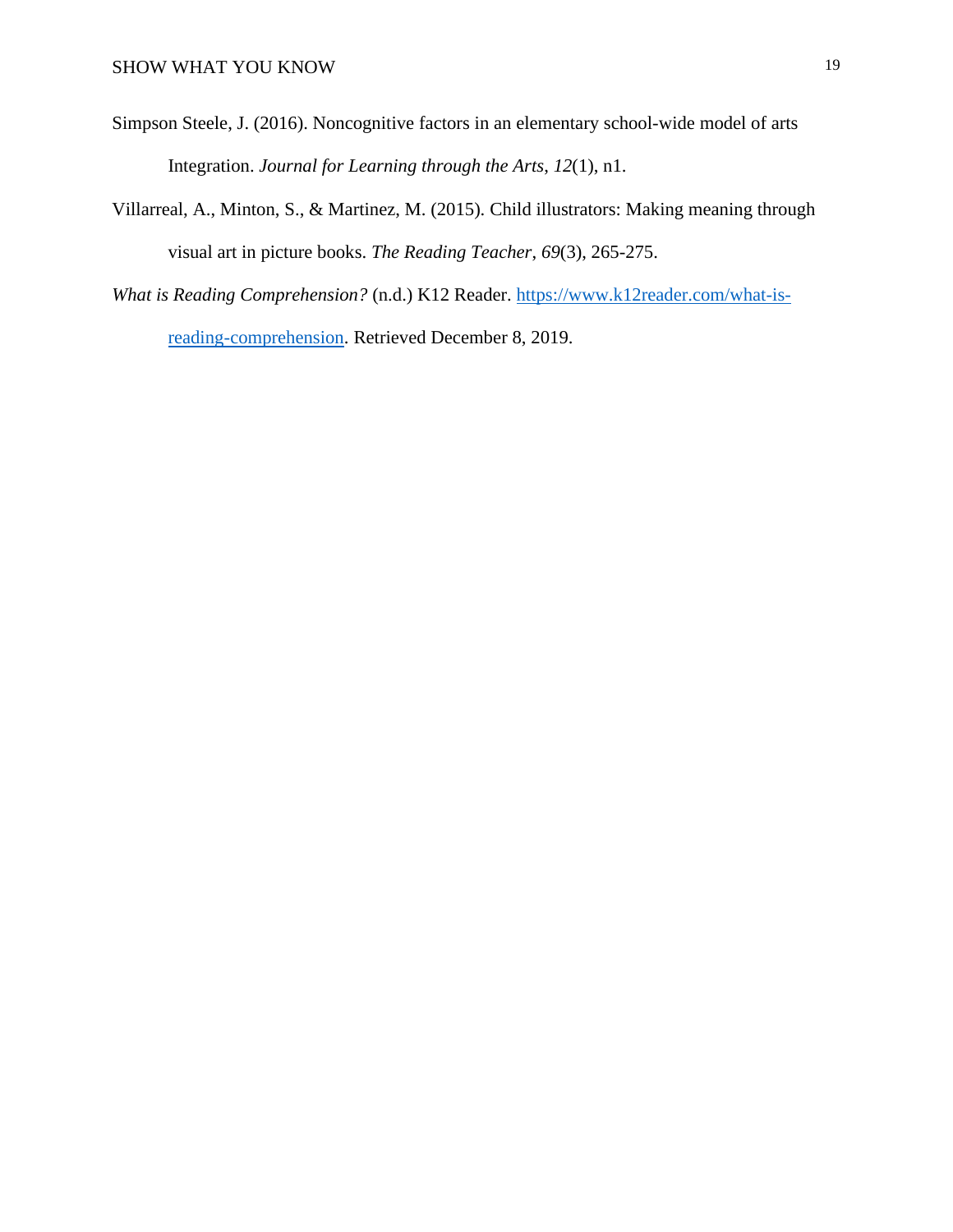Simpson Steele, J. (2016). Noncognitive factors in an elementary school-wide model of arts Integration. *Journal for Learning through the Arts*, *12*(1), n1.

Villarreal, A., Minton, S., & Martinez, M. (2015). Child illustrators: Making meaning through visual art in picture books. *The Reading Teacher*, *69*(3), 265-275.

*What is Reading Comprehension?* (n.d.) K12 Reader. https://www.k12reader.com/what-is-reading-comprehension. Retrieved December 8, 2019.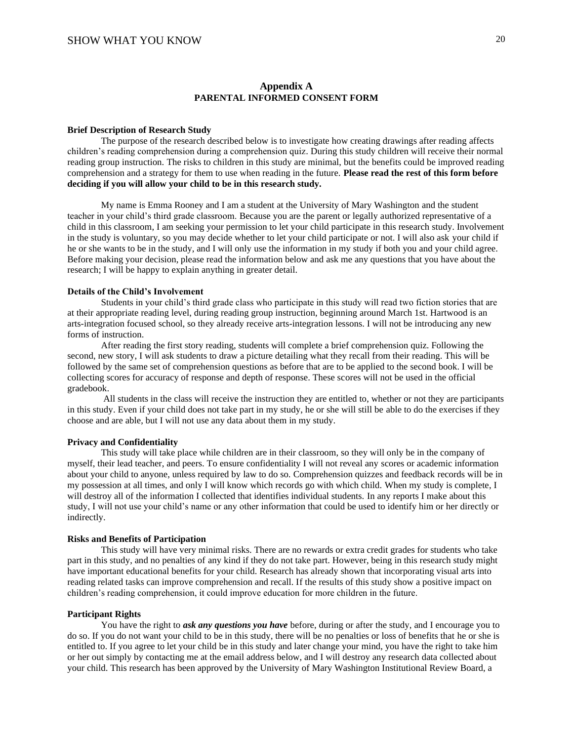## Appendix A
## PARENTAL INFORMED CONSENT FORM

**Brief Description of Research Study**

The purpose of the research described below is to investigate how creating drawings after reading affects children's reading comprehension during a comprehension quiz. During this study children will receive their normal reading group instruction. The risks to children in this study are minimal, but the benefits could be improved reading comprehension and a strategy for them to use when reading in the future. **Please read the rest of this form before deciding if you will allow your child to be in this research study.**

My name is Emma Rooney and I am a student at the University of Mary Washington and the student teacher in your child's third grade classroom. Because you are the parent or legally authorized representative of a child in this classroom, I am seeking your permission to let your child participate in this research study. Involvement in the study is voluntary, so you may decide whether to let your child participate or not. I will also ask your child if he or she wants to be in the study, and I will only use the information in my study if both you and your child agree. Before making your decision, please read the information below and ask me any questions that you have about the research; I will be happy to explain anything in greater detail.

**Details of the Child's Involvement**

Students in your child's third grade class who participate in this study will read two fiction stories that are at their appropriate reading level, during reading group instruction, beginning around March 1st. Hartwood is an arts-integration focused school, so they already receive arts-integration lessons. I will not be introducing any new forms of instruction.

After reading the first story reading, students will complete a brief comprehension quiz. Following the second, new story, I will ask students to draw a picture detailing what they recall from their reading. This will be followed by the same set of comprehension questions as before that are to be applied to the second book. I will be collecting scores for accuracy of response and depth of response. These scores will not be used in the official gradebook.

All students in the class will receive the instruction they are entitled to, whether or not they are participants in this study. Even if your child does not take part in my study, he or she will still be able to do the exercises if they choose and are able, but I will not use any data about them in my study.

**Privacy and Confidentiality**

This study will take place while children are in their classroom, so they will only be in the company of myself, their lead teacher, and peers. To ensure confidentiality I will not reveal any scores or academic information about your child to anyone, unless required by law to do so. Comprehension quizzes and feedback records will be in my possession at all times, and only I will know which records go with which child. When my study is complete, I will destroy all of the information I collected that identifies individual students. In any reports I make about this study, I will not use your child's name or any other information that could be used to identify him or her directly or indirectly.

**Risks and Benefits of Participation**

This study will have very minimal risks. There are no rewards or extra credit grades for students who take part in this study, and no penalties of any kind if they do not take part. However, being in this research study might have important educational benefits for your child. Research has already shown that incorporating visual arts into reading related tasks can improve comprehension and recall. If the results of this study show a positive impact on children's reading comprehension, it could improve education for more children in the future.

**Participant Rights**

You have the right to ***ask any questions you have*** before, during or after the study, and I encourage you to do so. If you do not want your child to be in this study, there will be no penalties or loss of benefits that he or she is entitled to. If you agree to let your child be in this study and later change your mind, you have the right to take him or her out simply by contacting me at the email address below, and I will destroy any research data collected about your child. This research has been approved by the University of Mary Washington Institutional Review Board, a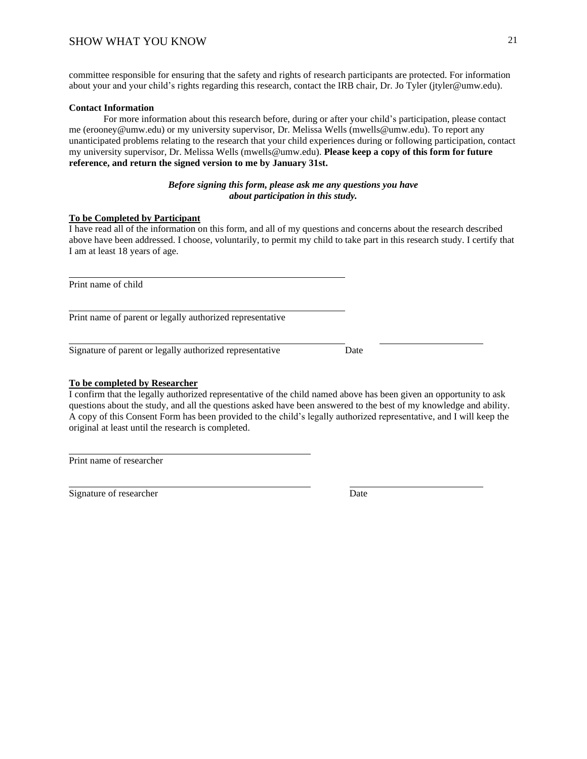committee responsible for ensuring that the safety and rights of research participants are protected. For information about your and your child's rights regarding this research, contact the IRB chair, Dr. Jo Tyler (jtyler@umw.edu).

**Contact Information**

For more information about this research before, during or after your child's participation, please contact me (erooney@umw.edu) or my university supervisor, Dr. Melissa Wells (mwells@umw.edu). To report any unanticipated problems relating to the research that your child experiences during or following participation, contact my university supervisor, Dr. Melissa Wells (mwells@umw.edu). **Please keep a copy of this form for future reference, and return the signed version to me by January 31st.**

***Before signing this form, please ask me any questions you have about participation in this study.***

**To be Completed by Participant**

I have read all of the information on this form, and all of my questions and concerns about the research described above have been addressed. I choose, voluntarily, to permit my child to take part in this research study. I certify that I am at least 18 years of age.

______________________________________________
Print name of child

______________________________________________
Print name of parent or legally authorized representative

______________________________________________ ____________________
Signature of parent or legally authorized representative Date

**To be completed by Researcher**

I confirm that the legally authorized representative of the child named above has been given an opportunity to ask questions about the study, and all the questions asked have been answered to the best of my knowledge and ability. A copy of this Consent Form has been provided to the child's legally authorized representative, and I will keep the original at least until the research is completed.

______________________________________________
Print name of researcher

______________________________________________ ____________________
Signature of researcher Date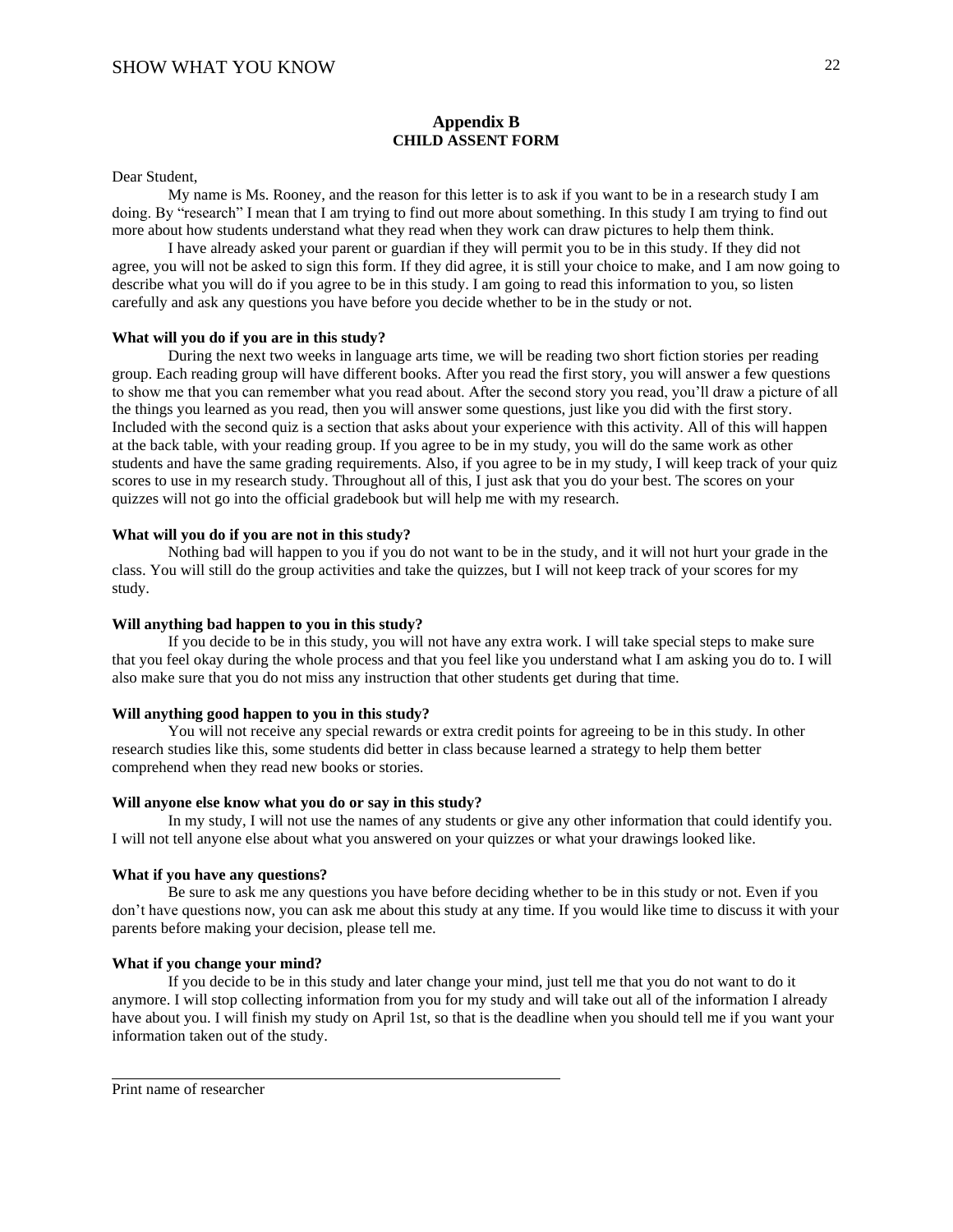## Appendix B
## CHILD ASSENT FORM

Dear Student,

My name is Ms. Rooney, and the reason for this letter is to ask if you want to be in a research study I am doing. By "research" I mean that I am trying to find out more about something. In this study I am trying to find out more about how students understand what they read when they work can draw pictures to help them think.

I have already asked your parent or guardian if they will permit you to be in this study. If they did not agree, you will not be asked to sign this form. If they did agree, it is still your choice to make, and I am now going to describe what you will do if you agree to be in this study. I am going to read this information to you, so listen carefully and ask any questions you have before you decide whether to be in the study or not.

**What will you do if you are in this study?**

During the next two weeks in language arts time, we will be reading two short fiction stories per reading group. Each reading group will have different books. After you read the first story, you will answer a few questions to show me that you can remember what you read about. After the second story you read, you'll draw a picture of all the things you learned as you read, then you will answer some questions, just like you did with the first story. Included with the second quiz is a section that asks about your experience with this activity. All of this will happen at the back table, with your reading group. If you agree to be in my study, you will do the same work as other students and have the same grading requirements. Also, if you agree to be in my study, I will keep track of your quiz scores to use in my research study. Throughout all of this, I just ask that you do your best. The scores on your quizzes will not go into the official gradebook but will help me with my research.

**What will you do if you are not in this study?**

Nothing bad will happen to you if you do not want to be in the study, and it will not hurt your grade in the class. You will still do the group activities and take the quizzes, but I will not keep track of your scores for my study.

**Will anything bad happen to you in this study?**

If you decide to be in this study, you will not have any extra work. I will take special steps to make sure that you feel okay during the whole process and that you feel like you understand what I am asking you do to. I will also make sure that you do not miss any instruction that other students get during that time.

**Will anything good happen to you in this study?**

You will not receive any special rewards or extra credit points for agreeing to be in this study. In other research studies like this, some students did better in class because learned a strategy to help them better comprehend when they read new books or stories.

**Will anyone else know what you do or say in this study?**

In my study, I will not use the names of any students or give any other information that could identify you. I will not tell anyone else about what you answered on your quizzes or what your drawings looked like.

**What if you have any questions?**

Be sure to ask me any questions you have before deciding whether to be in this study or not. Even if you don't have questions now, you can ask me about this study at any time. If you would like time to discuss it with your parents before making your decision, please tell me.

**What if you change your mind?**

If you decide to be in this study and later change your mind, just tell me that you do not want to do it anymore. I will stop collecting information from you for my study and will take out all of the information I already have about you. I will finish my study on April 1st, so that is the deadline when you should tell me if you want your information taken out of the study.

\_\_\_\_\_\_\_\_\_\_\_\_\_\_\_\_\_\_\_\_\_\_\_\_\_\_\_\_\_\_\_\_\_\_\_\_\_\_\_\_\_\_\_\_\_\_\_\_\_\_\_\_\_\_\_\_

Print name of researcher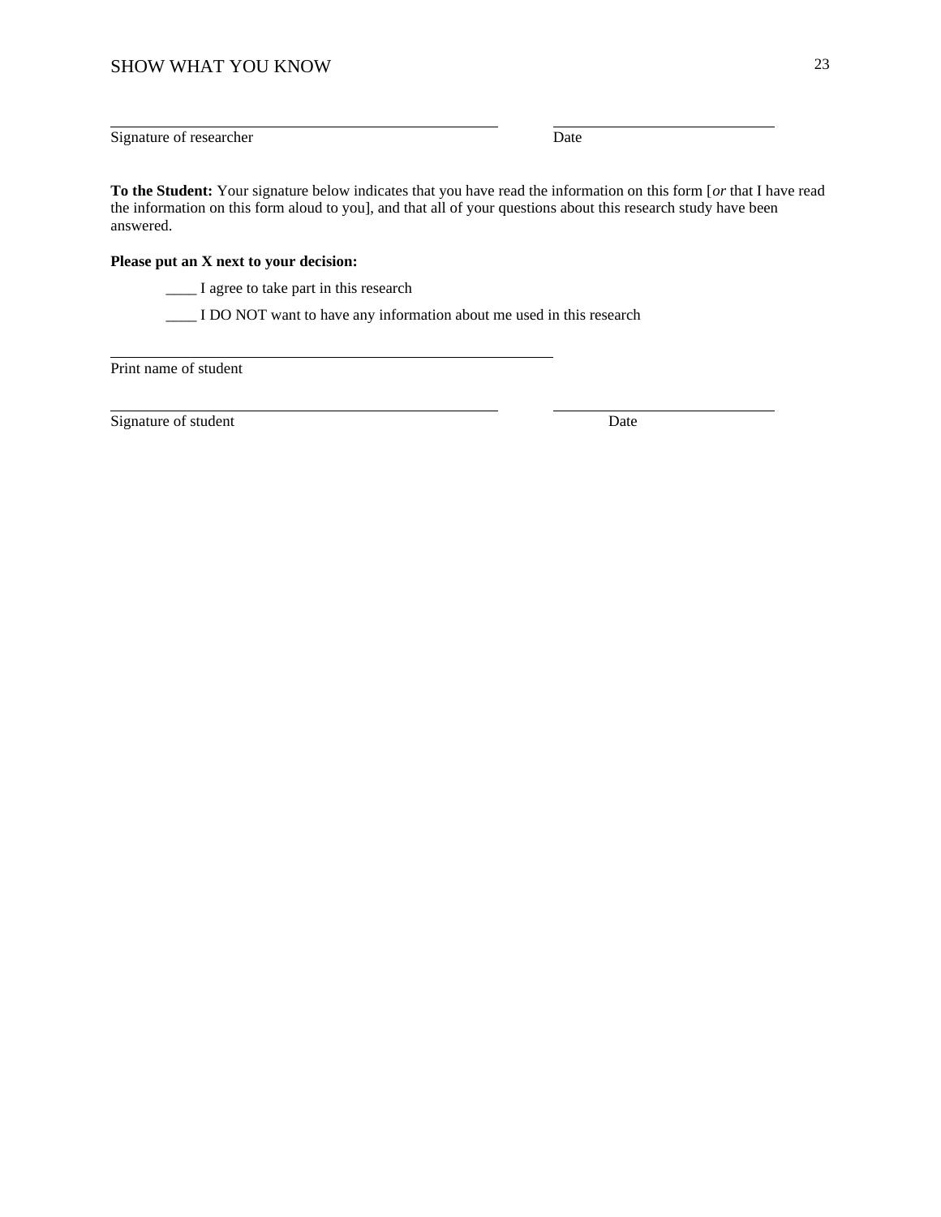______________________________________________ ______________________________

Signature of researcher Date

**To the Student:** Your signature below indicates that you have read the information on this form [*or* that I have read the information on this form aloud to you], and that all of your questions about this research study have been answered.

**Please put an X next to your decision:**

____ I agree to take part in this research

____ I DO NOT want to have any information about me used in this research

______________________________________________

Print name of student

______________________________________________ ______________________________

Signature of student Date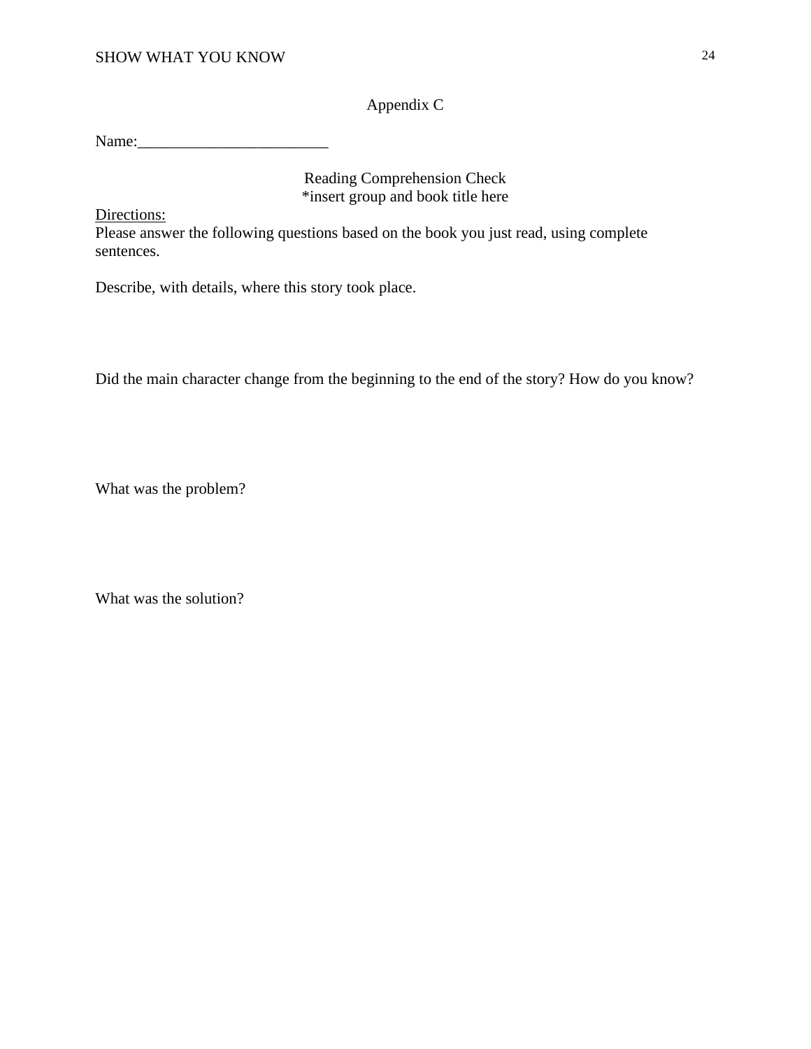Appendix C

Name:________________________

Reading Comprehension Check
*insert group and book title here

Directions:
Please answer the following questions based on the book you just read, using complete sentences.

Describe, with details, where this story took place.

Did the main character change from the beginning to the end of the story? How do you know?

What was the problem?

What was the solution?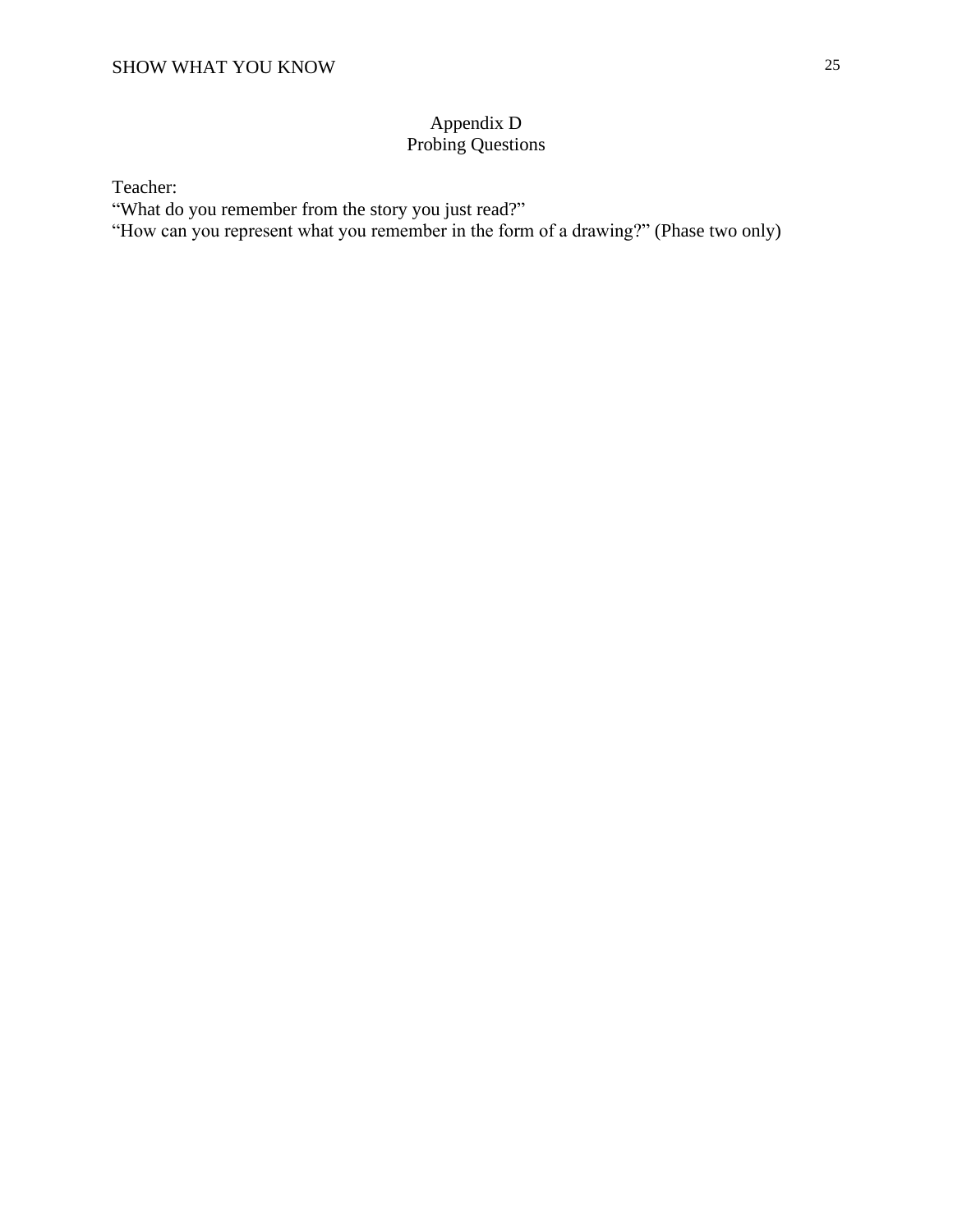# Appendix D
## Probing Questions

Teacher:
"What do you remember from the story you just read?"
"How can you represent what you remember in the form of a drawing?" (Phase two only)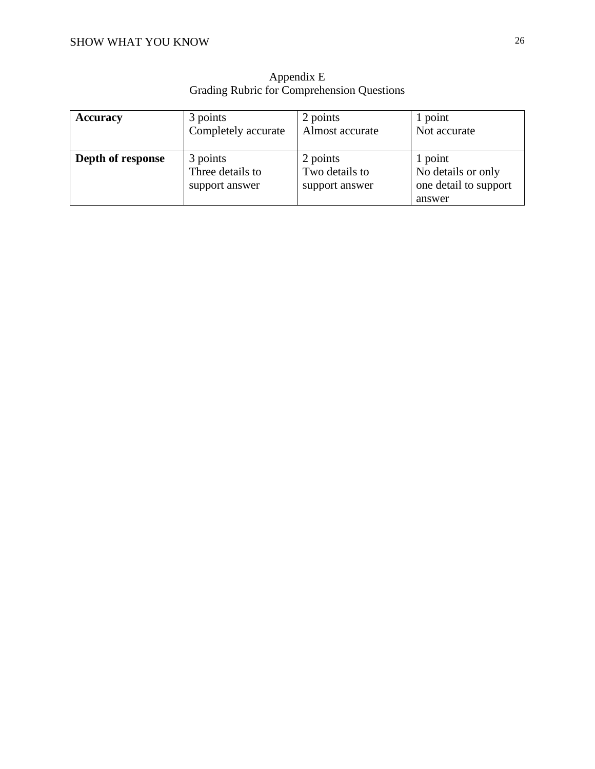Appendix E

Grading Rubric for Comprehension Questions

| | | | |
|---|---|---|---|
| **Accuracy** | 3 points<br>Completely accurate | 2 points<br>Almost accurate | 1 point<br>Not accurate |
| **Depth of response** | 3 points<br>Three details to support answer | 2 points<br>Two details to support answer | 1 point<br>No details or only one detail to support answer |